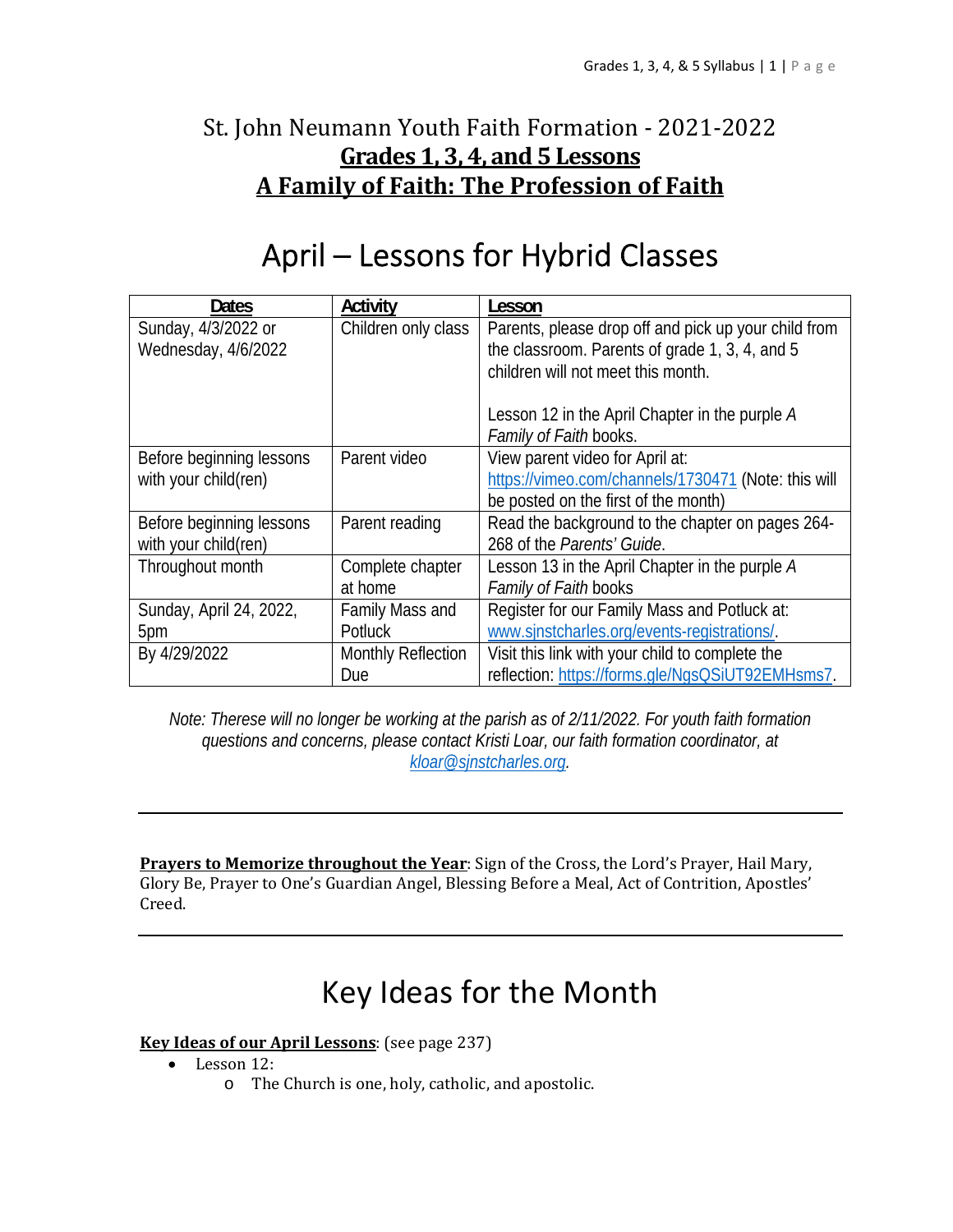# St. John Neumann Youth Faith Formation - 2021-2022

## **Grades 1, 3, 4, and 5 Lessons**

## **A Family of Faith: The Profession of Faith**

# April – Lessons for Hybrid Classes

| **Dates** | **Activity** | **Lesson** |
|---|---|---|
| Sunday, 4/3/2022 or Wednesday, 4/6/2022 | Children only class | Parents, please drop off and pick up your child from the classroom. Parents of grade 1, 3, 4, and 5 children will not meet this month.<br><br>Lesson 12 in the April Chapter in the purple *A Family of Faith* books. |
| Before beginning lessons with your child(ren) | Parent video | View parent video for April at: https://vimeo.com/channels/1730471 (Note: this will be posted on the first of the month) |
| Before beginning lessons with your child(ren) | Parent reading | Read the background to the chapter on pages 264-268 of the *Parents' Guide*. |
| Throughout month | Complete chapter at home | Lesson 13 in the April Chapter in the purple *A Family of Faith* books |
| Sunday, April 24, 2022, 5pm | Family Mass and Potluck | Register for our Family Mass and Potluck at: www.sjnstcharles.org/events-registrations/. |
| By 4/29/2022 | Monthly Reflection Due | Visit this link with your child to complete the reflection: https://forms.gle/NgsQSiUT92EMHsms7. |

*Note: Therese will no longer be working at the parish as of 2/11/2022. For youth faith formation questions and concerns, please contact Kristi Loar, our faith formation coordinator, at kloar@sjnstcharles.org.*

---

**Prayers to Memorize throughout the Year**: Sign of the Cross, the Lord's Prayer, Hail Mary, Glory Be, Prayer to One's Guardian Angel, Blessing Before a Meal, Act of Contrition, Apostles' Creed.

---

# Key Ideas for the Month

**Key Ideas of our April Lessons**: (see page 237)

- Lesson 12:
  - The Church is one, holy, catholic, and apostolic.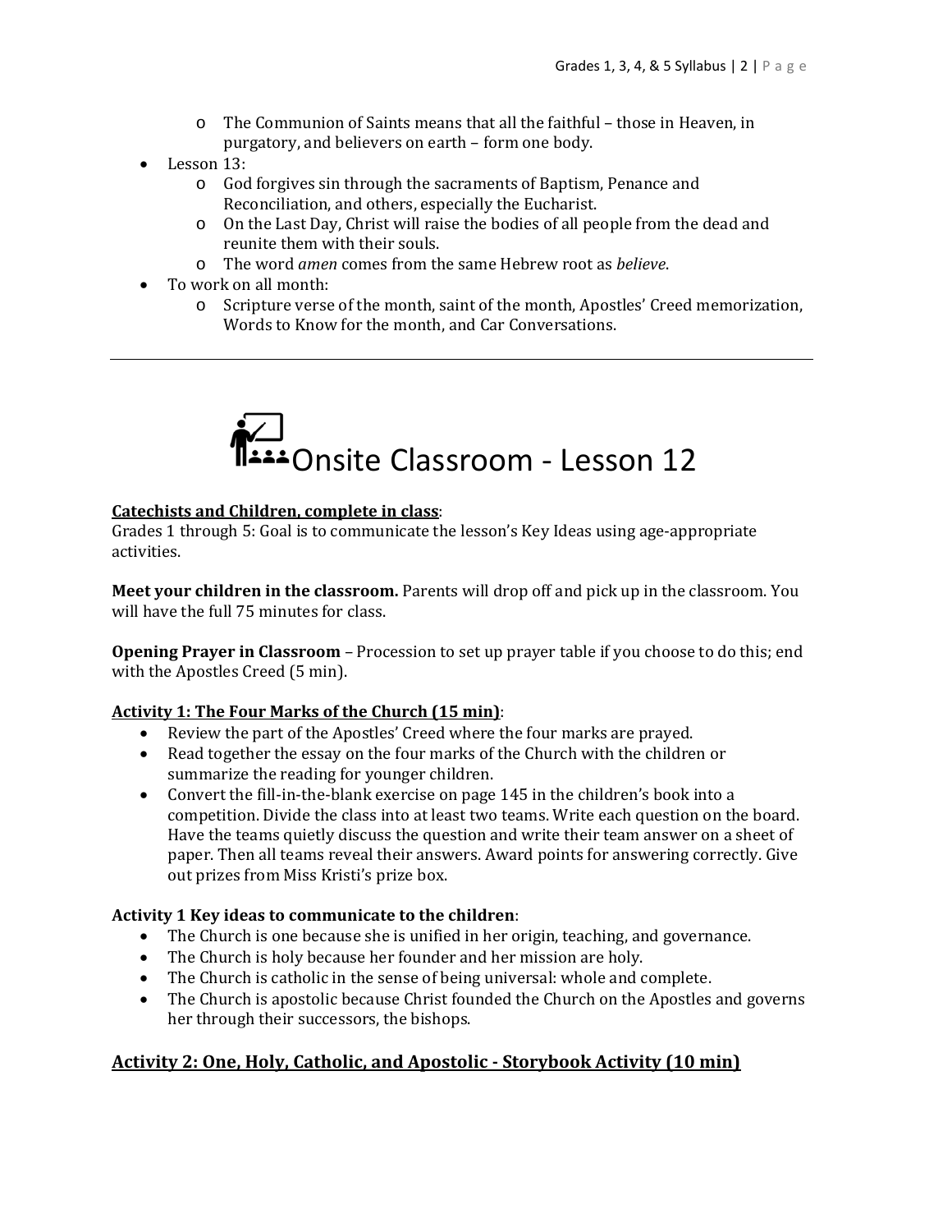- The Communion of Saints means that all the faithful – those in Heaven, in purgatory, and believers on earth – form one body.
- Lesson 13:
    - God forgives sin through the sacraments of Baptism, Penance and Reconciliation, and others, especially the Eucharist.
    - On the Last Day, Christ will raise the bodies of all people from the dead and reunite them with their souls.
    - The word *amen* comes from the same Hebrew root as *believe*.
- To work on all month:
    - Scripture verse of the month, saint of the month, Apostles' Creed memorization, Words to Know for the month, and Car Conversations.

---

# Onsite Classroom - Lesson 12

__Catechists and Children, complete in class__:
Grades 1 through 5: Goal is to communicate the lesson's Key Ideas using age-appropriate activities.

**Meet your children in the classroom.** Parents will drop off and pick up in the classroom. You will have the full 75 minutes for class.

**Opening Prayer in Classroom** – Procession to set up prayer table if you choose to do this; end with the Apostles Creed (5 min).

__**Activity 1: The Four Marks of the Church (15 min)**__:

- Review the part of the Apostles' Creed where the four marks are prayed.
- Read together the essay on the four marks of the Church with the children or summarize the reading for younger children.
- Convert the fill-in-the-blank exercise on page 145 in the children's book into a competition. Divide the class into at least two teams. Write each question on the board. Have the teams quietly discuss the question and write their team answer on a sheet of paper. Then all teams reveal their answers. Award points for answering correctly. Give out prizes from Miss Kristi's prize box.

**Activity 1 Key ideas to communicate to the children**:

- The Church is one because she is unified in her origin, teaching, and governance.
- The Church is holy because her founder and her mission are holy.
- The Church is catholic in the sense of being universal: whole and complete.
- The Church is apostolic because Christ founded the Church on the Apostles and governs her through their successors, the bishops.

## __Activity 2: One, Holy, Catholic, and Apostolic - Storybook Activity (10 min)__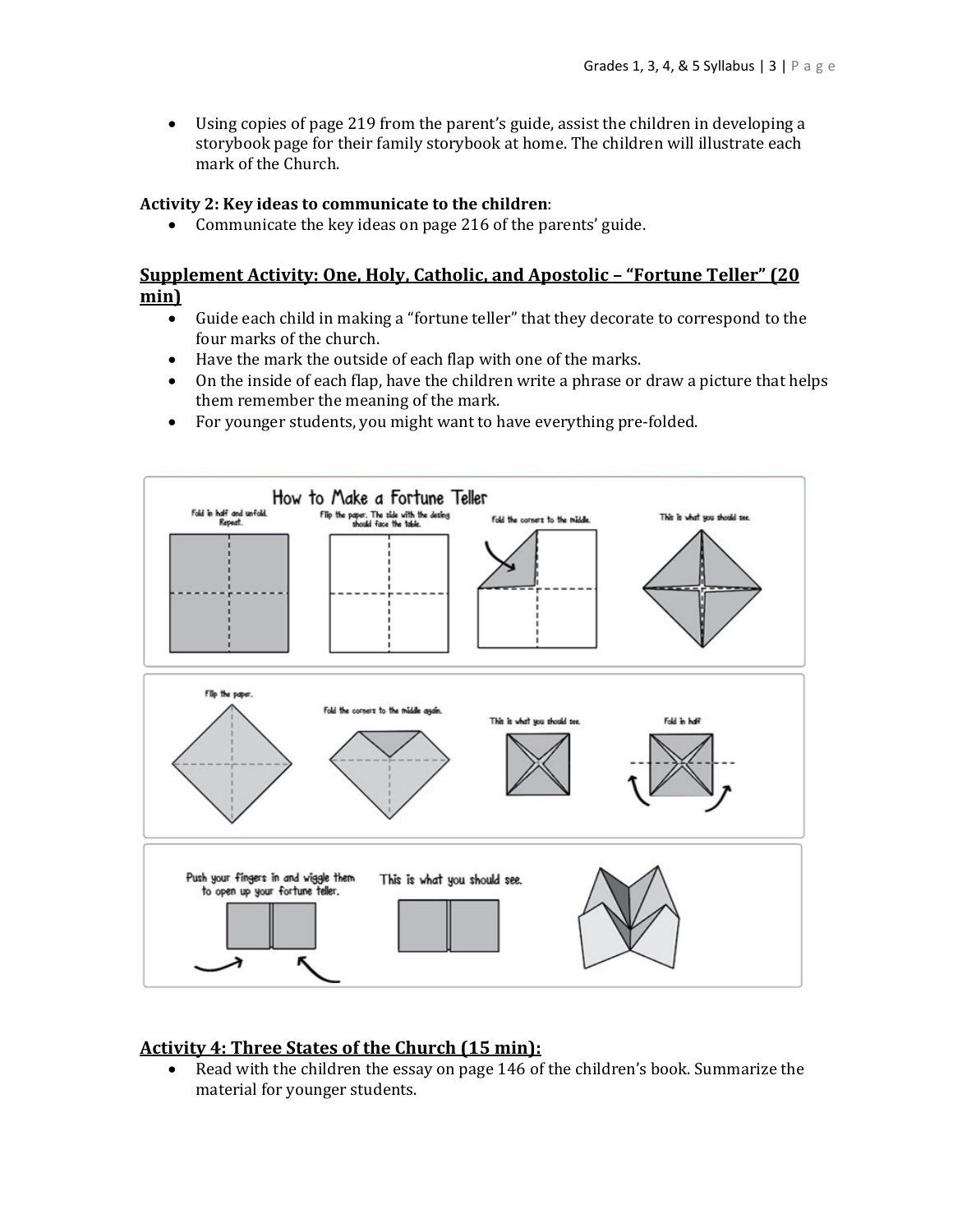- Using copies of page 219 from the parent's guide, assist the children in developing a storybook page for their family storybook at home. The children will illustrate each mark of the Church.

**Activity 2: Key ideas to communicate to the children**:

- Communicate the key ideas on page 216 of the parents' guide.

## Supplement Activity: One, Holy, Catholic, and Apostolic – "Fortune Teller" (20 min)

- Guide each child in making a "fortune teller" that they decorate to correspond to the four marks of the church.
- Have the mark the outside of each flap with one of the marks.
- On the inside of each flap, have the children write a phrase or draw a picture that helps them remember the meaning of the mark.
- For younger students, you might want to have everything pre-folded.

How to Make a Fortune Teller

Fold in half and unfold. Repeat.

Flip the paper. The side with the design should face the table.

Fold the corners to the middle.

This is what you should see.

Flip the paper.

Fold the corners to the middle again.

This is what you should see.

Fold in half

Push your fingers in and wiggle them to open up your fortune teller.

This is what you should see.

## Activity 4: Three States of the Church (15 min):

- Read with the children the essay on page 146 of the children's book. Summarize the material for younger students.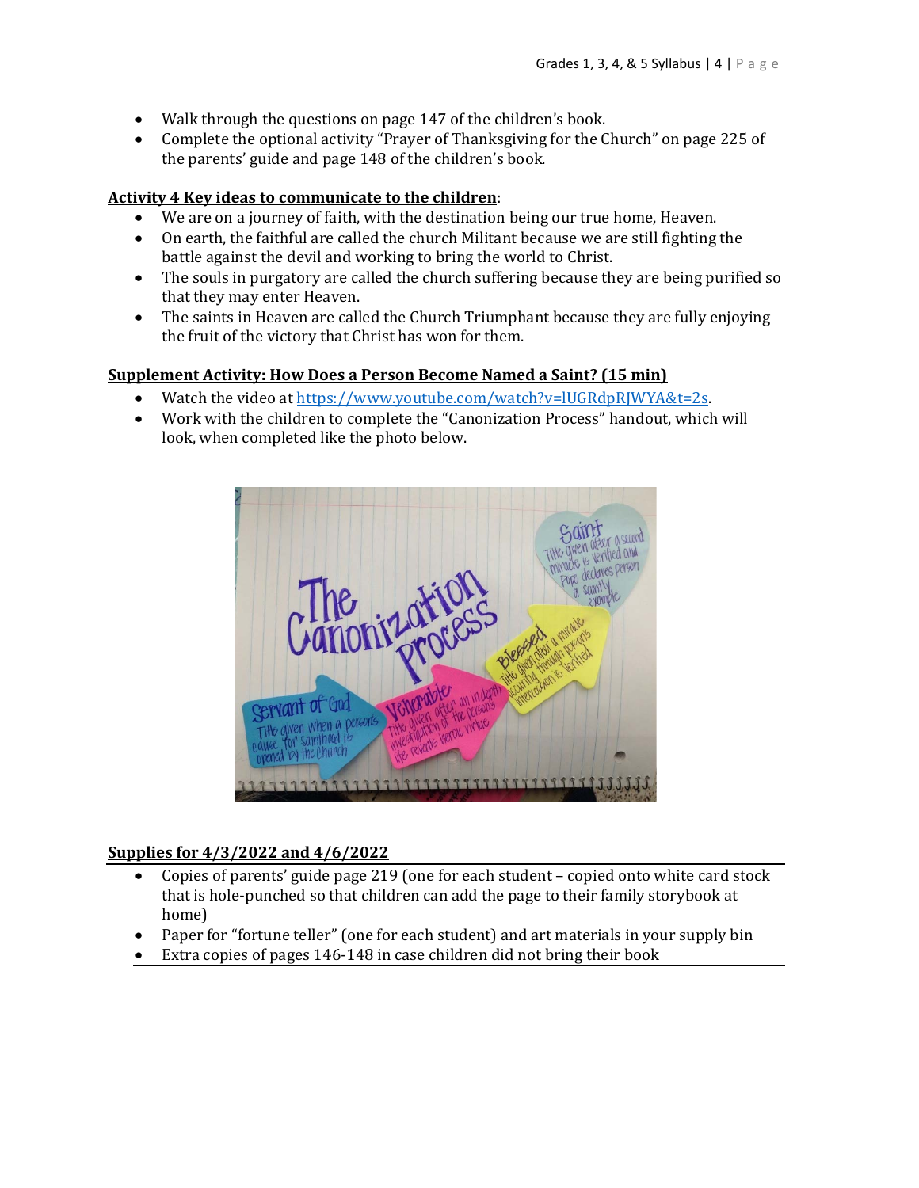- Walk through the questions on page 147 of the children's book.
- Complete the optional activity "Prayer of Thanksgiving for the Church" on page 225 of the parents' guide and page 148 of the children's book.

**Activity 4 Key ideas to communicate to the children**:

- We are on a journey of faith, with the destination being our true home, Heaven.
- On earth, the faithful are called the church Militant because we are still fighting the battle against the devil and working to bring the world to Christ.
- The souls in purgatory are called the church suffering because they are being purified so that they may enter Heaven.
- The saints in Heaven are called the Church Triumphant because they are fully enjoying the fruit of the victory that Christ has won for them.

**Supplement Activity: How Does a Person Become Named a Saint? (15 min)**

- Watch the video at https://www.youtube.com/watch?v=lUGRdpRJWYA&t=2s.
- Work with the children to complete the "Canonization Process" handout, which will look, when completed like the photo below.

**Supplies for 4/3/2022 and 4/6/2022**

- Copies of parents' guide page 219 (one for each student – copied onto white card stock that is hole-punched so that children can add the page to their family storybook at home)
- Paper for "fortune teller" (one for each student) and art materials in your supply bin
- Extra copies of pages 146-148 in case children did not bring their book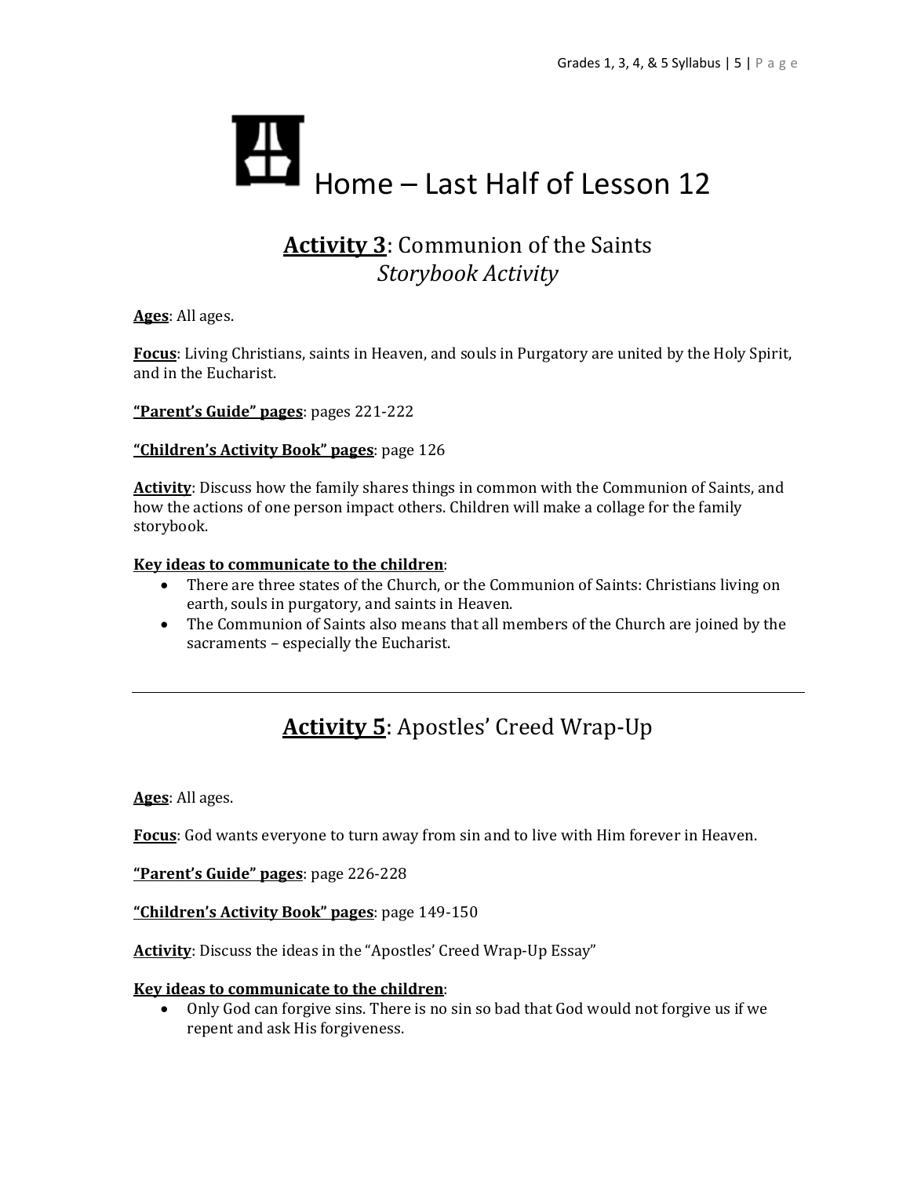# Home – Last Half of Lesson 12

## **Activity 3**: Communion of the Saints
### *Storybook Activity*

**Ages**: All ages.

**Focus**: Living Christians, saints in Heaven, and souls in Purgatory are united by the Holy Spirit, and in the Eucharist.

**"Parent's Guide" pages**: pages 221-222

**"Children's Activity Book" pages**: page 126

**Activity**: Discuss how the family shares things in common with the Communion of Saints, and how the actions of one person impact others. Children will make a collage for the family storybook.

**Key ideas to communicate to the children**:

- There are three states of the Church, or the Communion of Saints: Christians living on earth, souls in purgatory, and saints in Heaven.
- The Communion of Saints also means that all members of the Church are joined by the sacraments – especially the Eucharist.

---

## **Activity 5**: Apostles' Creed Wrap-Up

**Ages**: All ages.

**Focus**: God wants everyone to turn away from sin and to live with Him forever in Heaven.

**"Parent's Guide" pages**: page 226-228

**"Children's Activity Book" pages**: page 149-150

**Activity**: Discuss the ideas in the "Apostles' Creed Wrap-Up Essay"

**Key ideas to communicate to the children**:

- Only God can forgive sins. There is no sin so bad that God would not forgive us if we repent and ask His forgiveness.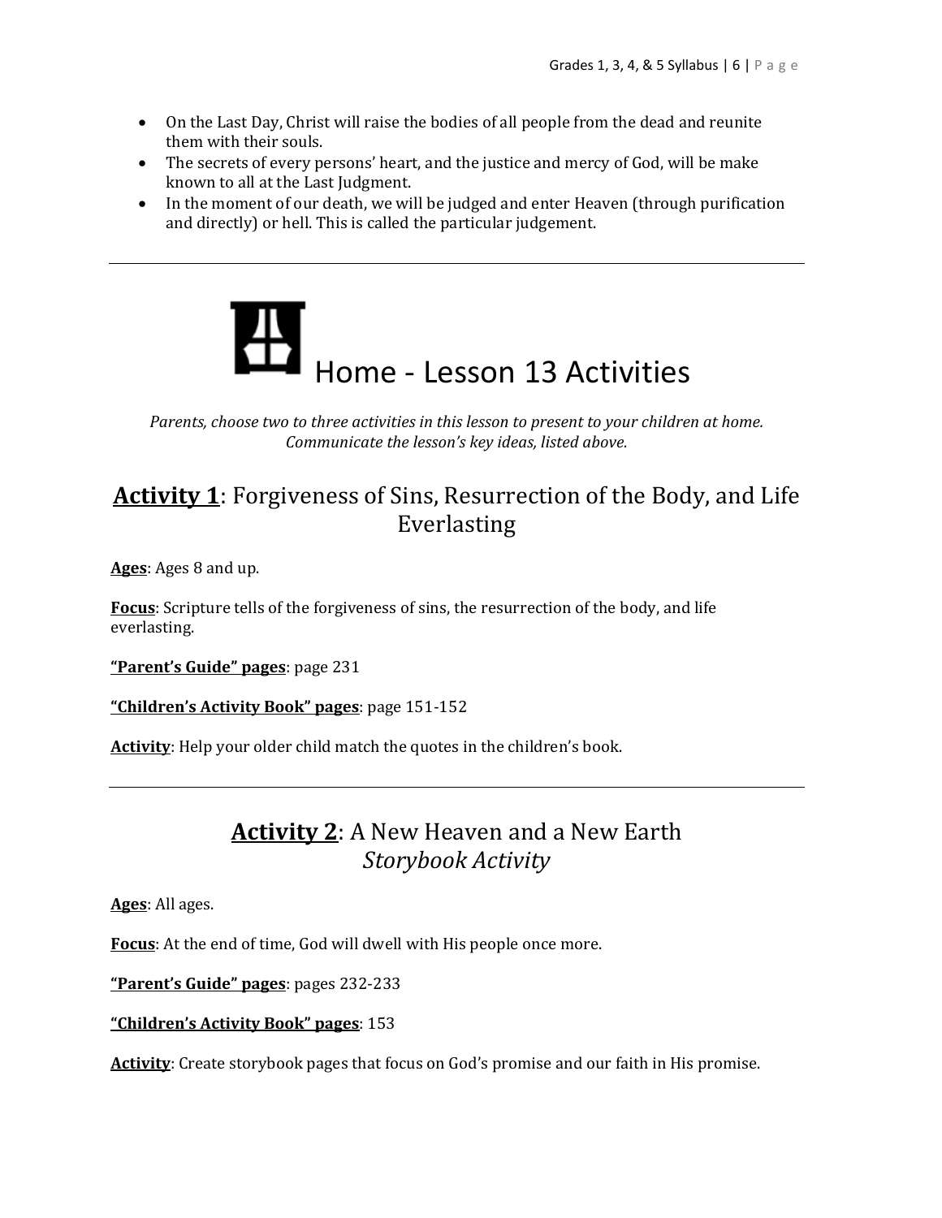- On the Last Day, Christ will raise the bodies of all people from the dead and reunite them with their souls.
- The secrets of every persons' heart, and the justice and mercy of God, will be make known to all at the Last Judgment.
- In the moment of our death, we will be judged and enter Heaven (through purification and directly) or hell. This is called the particular judgement.

---

# Home - Lesson 13 Activities

*Parents, choose two to three activities in this lesson to present to your children at home. Communicate the lesson's key ideas, listed above.*

## **Activity 1**: Forgiveness of Sins, Resurrection of the Body, and Life Everlasting

**Ages**: Ages 8 and up.

**Focus**: Scripture tells of the forgiveness of sins, the resurrection of the body, and life everlasting.

**"Parent's Guide" pages**: page 231

**"Children's Activity Book" pages**: page 151-152

**Activity**: Help your older child match the quotes in the children's book.

---

## **Activity 2**: A New Heaven and a New Earth *Storybook Activity*

**Ages**: All ages.

**Focus**: At the end of time, God will dwell with His people once more.

**"Parent's Guide" pages**: pages 232-233

**"Children's Activity Book" pages**: 153

**Activity**: Create storybook pages that focus on God's promise and our faith in His promise.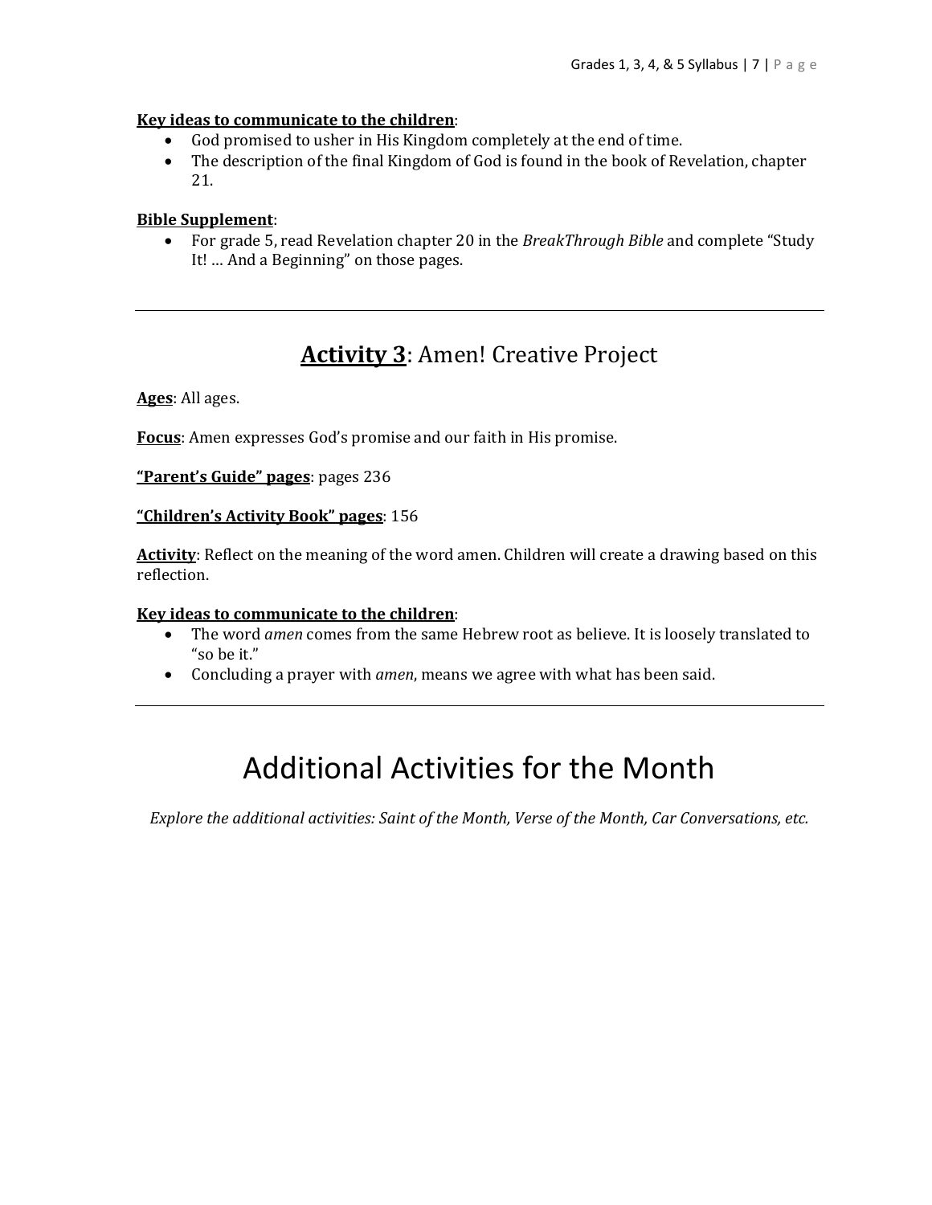**<u>Key ideas to communicate to the children</u>**:

- God promised to usher in His Kingdom completely at the end of time.
- The description of the final Kingdom of God is found in the book of Revelation, chapter 21.

**<u>Bible Supplement</u>**:

- For grade 5, read Revelation chapter 20 in the *BreakThrough Bible* and complete "Study It! … And a Beginning" on those pages.

---

## <u>**Activity 3**</u>: Amen! Creative Project

**<u>Ages</u>**: All ages.

**<u>Focus</u>**: Amen expresses God's promise and our faith in His promise.

**<u>"Parent's Guide" pages</u>**: pages 236

**<u>"Children's Activity Book" pages</u>**: 156

**<u>Activity</u>**: Reflect on the meaning of the word amen. Children will create a drawing based on this reflection.

**<u>Key ideas to communicate to the children</u>**:

- The word *amen* comes from the same Hebrew root as believe. It is loosely translated to "so be it."
- Concluding a prayer with *amen*, means we agree with what has been said.

---

# Additional Activities for the Month

*Explore the additional activities: Saint of the Month, Verse of the Month, Car Conversations, etc.*